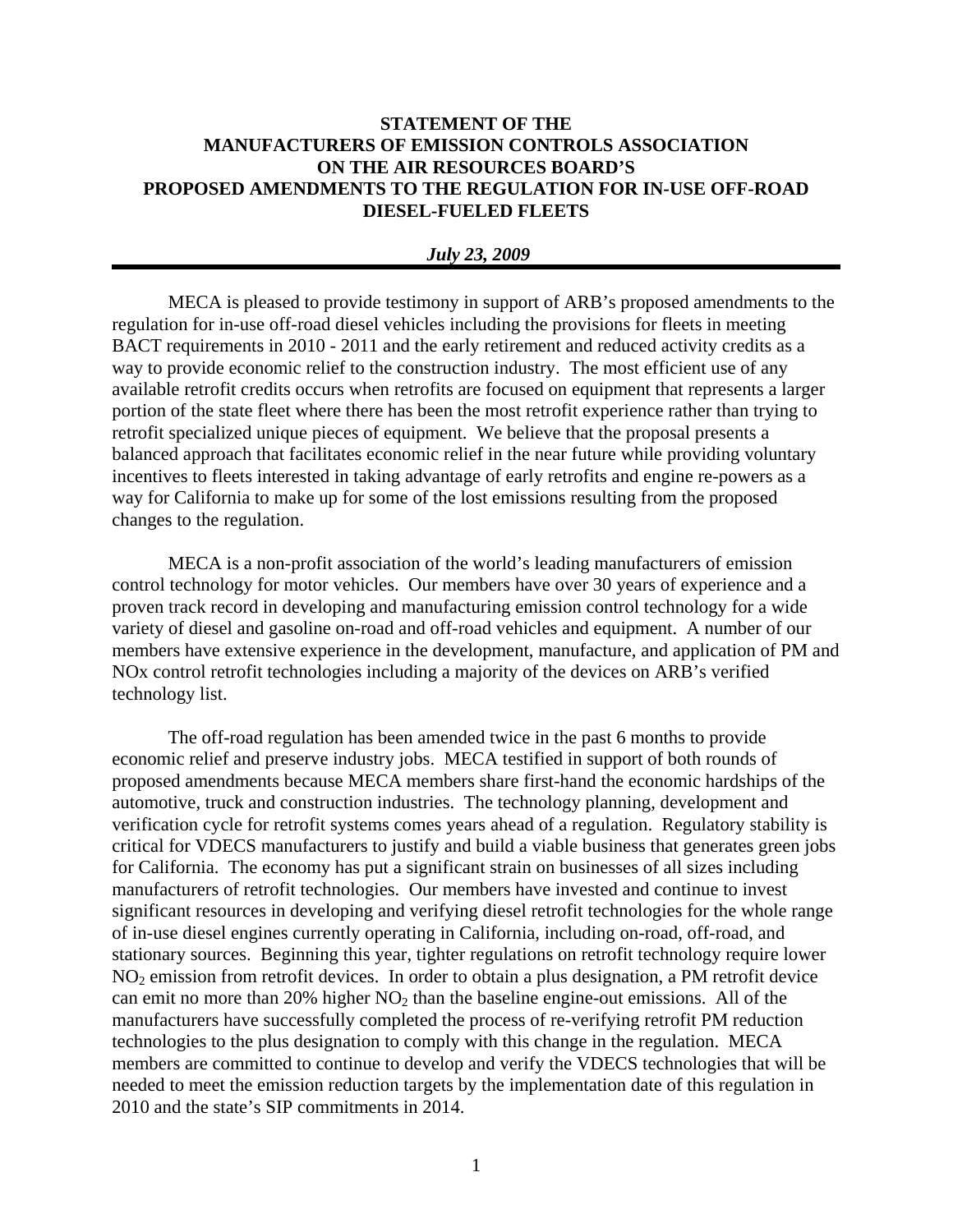# STATEMENT OF THE MANUFACTURERS OF EMISSION CONTROLS ASSOCIATION ON THE AIR RESOURCES BOARD'S PROPOSED AMENDMENTS TO THE REGULATION FOR IN-USE OFF-ROAD DIESEL-FUELED FLEETS

***July 23, 2009***

---

MECA is pleased to provide testimony in support of ARB's proposed amendments to the regulation for in-use off-road diesel vehicles including the provisions for fleets in meeting BACT requirements in 2010 - 2011 and the early retirement and reduced activity credits as a way to provide economic relief to the construction industry. The most efficient use of any available retrofit credits occurs when retrofits are focused on equipment that represents a larger portion of the state fleet where there has been the most retrofit experience rather than trying to retrofit specialized unique pieces of equipment. We believe that the proposal presents a balanced approach that facilitates economic relief in the near future while providing voluntary incentives to fleets interested in taking advantage of early retrofits and engine re-powers as a way for California to make up for some of the lost emissions resulting from the proposed changes to the regulation.

MECA is a non-profit association of the world's leading manufacturers of emission control technology for motor vehicles. Our members have over 30 years of experience and a proven track record in developing and manufacturing emission control technology for a wide variety of diesel and gasoline on-road and off-road vehicles and equipment. A number of our members have extensive experience in the development, manufacture, and application of PM and NOx control retrofit technologies including a majority of the devices on ARB's verified technology list.

The off-road regulation has been amended twice in the past 6 months to provide economic relief and preserve industry jobs. MECA testified in support of both rounds of proposed amendments because MECA members share first-hand the economic hardships of the automotive, truck and construction industries. The technology planning, development and verification cycle for retrofit systems comes years ahead of a regulation. Regulatory stability is critical for VDECS manufacturers to justify and build a viable business that generates green jobs for California. The economy has put a significant strain on businesses of all sizes including manufacturers of retrofit technologies. Our members have invested and continue to invest significant resources in developing and verifying diesel retrofit technologies for the whole range of in-use diesel engines currently operating in California, including on-road, off-road, and stationary sources. Beginning this year, tighter regulations on retrofit technology require lower $NO_2$ emission from retrofit devices. In order to obtain a plus designation, a PM retrofit device can emit no more than 20% higher $NO_2$ than the baseline engine-out emissions. All of the manufacturers have successfully completed the process of re-verifying retrofit PM reduction technologies to the plus designation to comply with this change in the regulation. MECA members are committed to continue to develop and verify the VDECS technologies that will be needed to meet the emission reduction targets by the implementation date of this regulation in 2010 and the state's SIP commitments in 2014.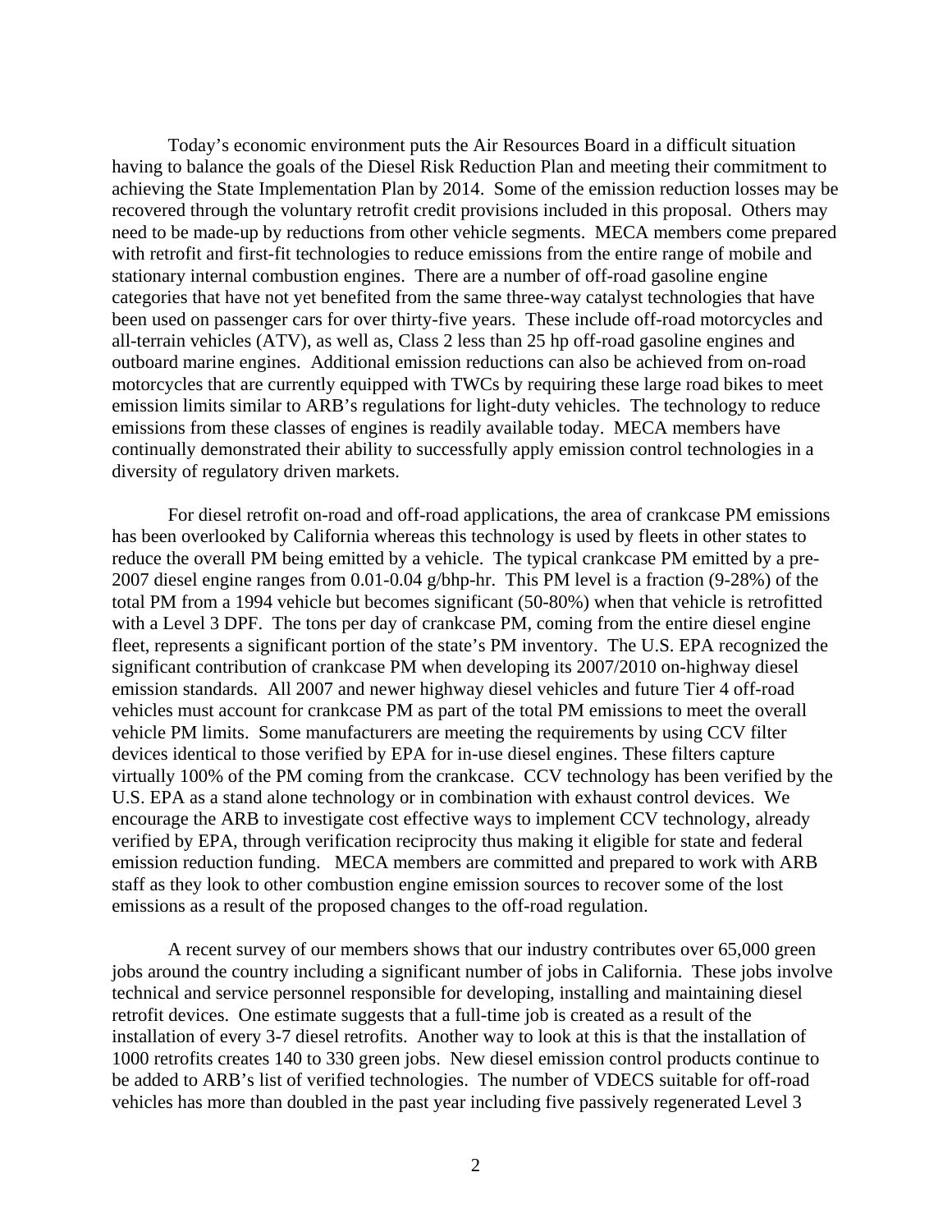Today's economic environment puts the Air Resources Board in a difficult situation having to balance the goals of the Diesel Risk Reduction Plan and meeting their commitment to achieving the State Implementation Plan by 2014. Some of the emission reduction losses may be recovered through the voluntary retrofit credit provisions included in this proposal. Others may need to be made-up by reductions from other vehicle segments. MECA members come prepared with retrofit and first-fit technologies to reduce emissions from the entire range of mobile and stationary internal combustion engines. There are a number of off-road gasoline engine categories that have not yet benefited from the same three-way catalyst technologies that have been used on passenger cars for over thirty-five years. These include off-road motorcycles and all-terrain vehicles (ATV), as well as, Class 2 less than 25 hp off-road gasoline engines and outboard marine engines. Additional emission reductions can also be achieved from on-road motorcycles that are currently equipped with TWCs by requiring these large road bikes to meet emission limits similar to ARB's regulations for light-duty vehicles. The technology to reduce emissions from these classes of engines is readily available today. MECA members have continually demonstrated their ability to successfully apply emission control technologies in a diversity of regulatory driven markets.

For diesel retrofit on-road and off-road applications, the area of crankcase PM emissions has been overlooked by California whereas this technology is used by fleets in other states to reduce the overall PM being emitted by a vehicle. The typical crankcase PM emitted by a pre-2007 diesel engine ranges from 0.01-0.04 g/bhp-hr. This PM level is a fraction (9-28%) of the total PM from a 1994 vehicle but becomes significant (50-80%) when that vehicle is retrofitted with a Level 3 DPF. The tons per day of crankcase PM, coming from the entire diesel engine fleet, represents a significant portion of the state's PM inventory. The U.S. EPA recognized the significant contribution of crankcase PM when developing its 2007/2010 on-highway diesel emission standards. All 2007 and newer highway diesel vehicles and future Tier 4 off-road vehicles must account for crankcase PM as part of the total PM emissions to meet the overall vehicle PM limits. Some manufacturers are meeting the requirements by using CCV filter devices identical to those verified by EPA for in-use diesel engines. These filters capture virtually 100% of the PM coming from the crankcase. CCV technology has been verified by the U.S. EPA as a stand alone technology or in combination with exhaust control devices. We encourage the ARB to investigate cost effective ways to implement CCV technology, already verified by EPA, through verification reciprocity thus making it eligible for state and federal emission reduction funding. MECA members are committed and prepared to work with ARB staff as they look to other combustion engine emission sources to recover some of the lost emissions as a result of the proposed changes to the off-road regulation.

A recent survey of our members shows that our industry contributes over 65,000 green jobs around the country including a significant number of jobs in California. These jobs involve technical and service personnel responsible for developing, installing and maintaining diesel retrofit devices. One estimate suggests that a full-time job is created as a result of the installation of every 3-7 diesel retrofits. Another way to look at this is that the installation of 1000 retrofits creates 140 to 330 green jobs. New diesel emission control products continue to be added to ARB's list of verified technologies. The number of VDECS suitable for off-road vehicles has more than doubled in the past year including five passively regenerated Level 3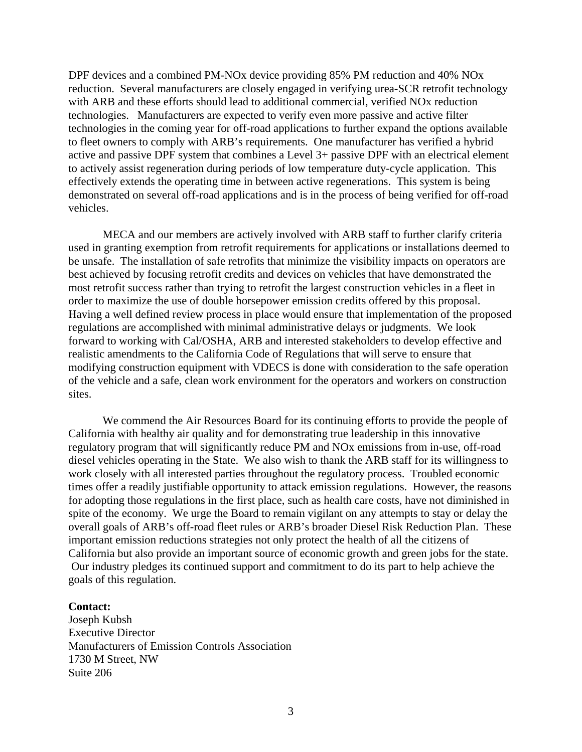DPF devices and a combined PM-NOx device providing 85% PM reduction and 40% NOx reduction. Several manufacturers are closely engaged in verifying urea-SCR retrofit technology with ARB and these efforts should lead to additional commercial, verified NOx reduction technologies. Manufacturers are expected to verify even more passive and active filter technologies in the coming year for off-road applications to further expand the options available to fleet owners to comply with ARB's requirements. One manufacturer has verified a hybrid active and passive DPF system that combines a Level 3+ passive DPF with an electrical element to actively assist regeneration during periods of low temperature duty-cycle application. This effectively extends the operating time in between active regenerations. This system is being demonstrated on several off-road applications and is in the process of being verified for off-road vehicles.

MECA and our members are actively involved with ARB staff to further clarify criteria used in granting exemption from retrofit requirements for applications or installations deemed to be unsafe. The installation of safe retrofits that minimize the visibility impacts on operators are best achieved by focusing retrofit credits and devices on vehicles that have demonstrated the most retrofit success rather than trying to retrofit the largest construction vehicles in a fleet in order to maximize the use of double horsepower emission credits offered by this proposal. Having a well defined review process in place would ensure that implementation of the proposed regulations are accomplished with minimal administrative delays or judgments. We look forward to working with Cal/OSHA, ARB and interested stakeholders to develop effective and realistic amendments to the California Code of Regulations that will serve to ensure that modifying construction equipment with VDECS is done with consideration to the safe operation of the vehicle and a safe, clean work environment for the operators and workers on construction sites.

We commend the Air Resources Board for its continuing efforts to provide the people of California with healthy air quality and for demonstrating true leadership in this innovative regulatory program that will significantly reduce PM and NOx emissions from in-use, off-road diesel vehicles operating in the State. We also wish to thank the ARB staff for its willingness to work closely with all interested parties throughout the regulatory process. Troubled economic times offer a readily justifiable opportunity to attack emission regulations. However, the reasons for adopting those regulations in the first place, such as health care costs, have not diminished in spite of the economy. We urge the Board to remain vigilant on any attempts to stay or delay the overall goals of ARB's off-road fleet rules or ARB's broader Diesel Risk Reduction Plan. These important emission reductions strategies not only protect the health of all the citizens of California but also provide an important source of economic growth and green jobs for the state. Our industry pledges its continued support and commitment to do its part to help achieve the goals of this regulation.

**Contact:**
Joseph Kubsh
Executive Director
Manufacturers of Emission Controls Association
1730 M Street, NW
Suite 206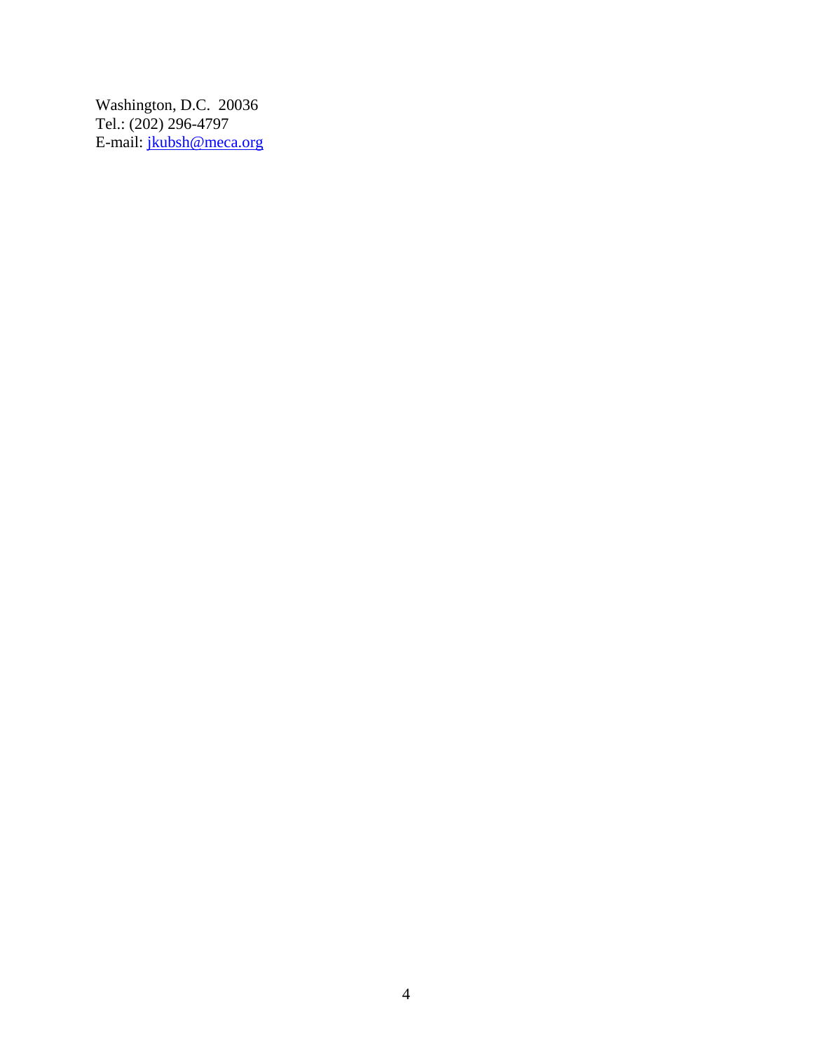Washington, D.C.  20036  
Tel.: (202) 296-4797  
E-mail: jkubsh@meca.org